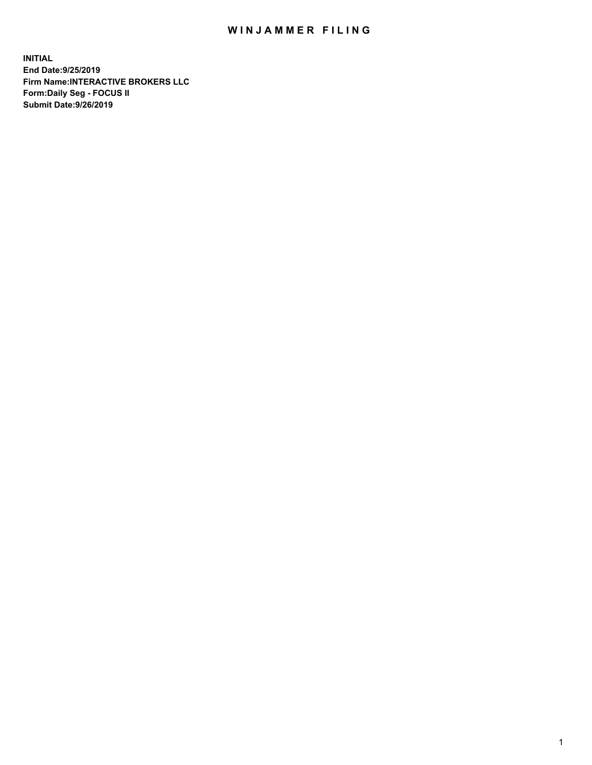# WINJAMMER FILING

**INITIAL**
**End Date:9/25/2019**
**Firm Name:INTERACTIVE BROKERS LLC**
**Form:Daily Seg - FOCUS II**
**Submit Date:9/26/2019**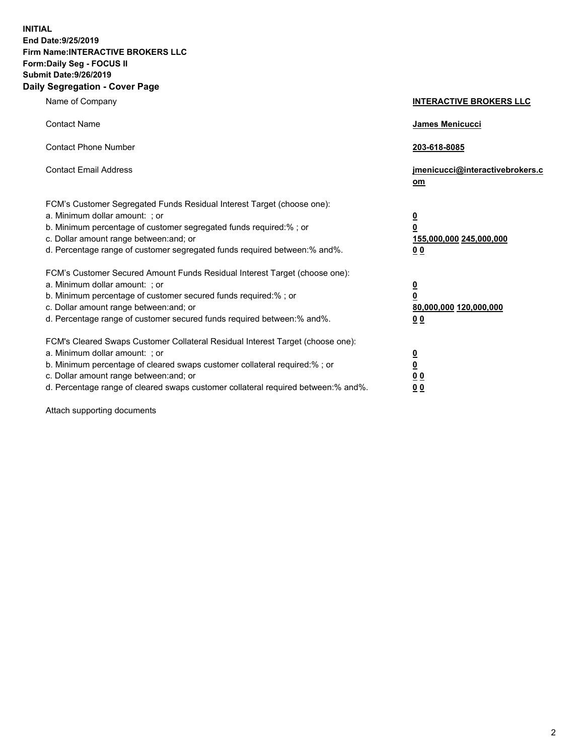**INITIAL**
**End Date:9/25/2019**
**Firm Name:INTERACTIVE BROKERS LLC**
**Form:Daily Seg - FOCUS II**
**Submit Date:9/26/2019**
**Daily Segregation - Cover Page**

| | |
|---|---|
| Name of Company | **INTERACTIVE BROKERS LLC** |
| Contact Name | **James Menicucci** |
| Contact Phone Number | **203-618-8085** |
| Contact Email Address | **jmenicucci@interactivebrokers.com** |

FCM's Customer Segregated Funds Residual Interest Target (choose one):

| | |
|---|---|
| a. Minimum dollar amount: ; or | **0** |
| b. Minimum percentage of customer segregated funds required:% ; or | **0** |
| c. Dollar amount range between:and; or | **155,000,000 245,000,000** |
| d. Percentage range of customer segregated funds required between:% and%. | **0 0** |

FCM's Customer Secured Amount Funds Residual Interest Target (choose one):

| | |
|---|---|
| a. Minimum dollar amount: ; or | **0** |
| b. Minimum percentage of customer secured funds required:% ; or | **0** |
| c. Dollar amount range between:and; or | **80,000,000 120,000,000** |
| d. Percentage range of customer secured funds required between:% and%. | **0 0** |

FCM's Cleared Swaps Customer Collateral Residual Interest Target (choose one):

| | |
|---|---|
| a. Minimum dollar amount: ; or | **0** |
| b. Minimum percentage of cleared swaps customer collateral required:% ; or | **0** |
| c. Dollar amount range between:and; or | **0 0** |
| d. Percentage range of cleared swaps customer collateral required between:% and%. | **0 0** |

Attach supporting documents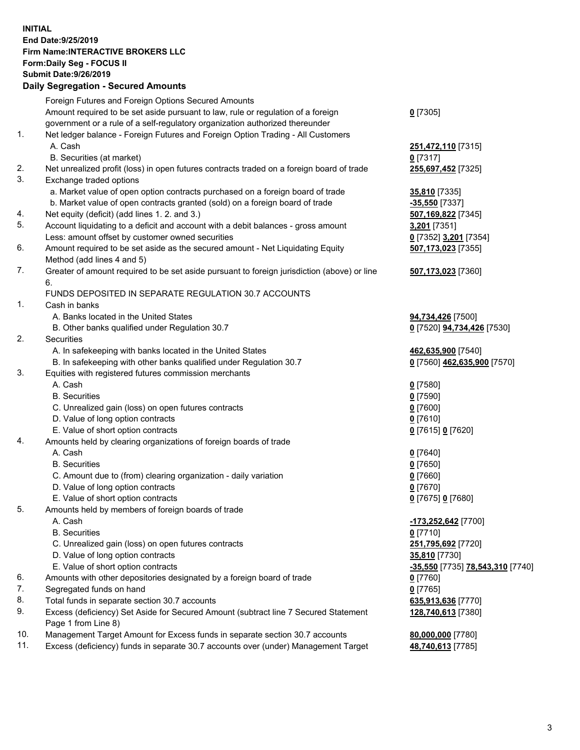**INITIAL**
**End Date:9/25/2019**
**Firm Name:INTERACTIVE BROKERS LLC**
**Form:Daily Seg - FOCUS II**
**Submit Date:9/26/2019**

## Daily Segregation - Secured Amounts

| | | |
|---|---|---|
| | Foreign Futures and Foreign Options Secured Amounts | |
| | Amount required to be set aside pursuant to law, rule or regulation of a foreign government or a rule of a self-regulatory organization authorized thereunder | **0** [7305] |
| 1. | Net ledger balance - Foreign Futures and Foreign Option Trading - All Customers | |
| | A. Cash | **251,472,110** [7315] |
| | B. Securities (at market) | **0** [7317] |
| 2. | Net unrealized profit (loss) in open futures contracts traded on a foreign board of trade | **255,697,452** [7325] |
| 3. | Exchange traded options | |
| | a. Market value of open option contracts purchased on a foreign board of trade | **35,810** [7335] |
| | b. Market value of open contracts granted (sold) on a foreign board of trade | **-35,550** [7337] |
| 4. | Net equity (deficit) (add lines 1. 2. and 3.) | **507,169,822** [7345] |
| 5. | Account liquidating to a deficit and account with a debit balances - gross amount | **3,201** [7351] |
| | Less: amount offset by customer owned securities | **0** [7352] **3,201** [7354] |
| 6. | Amount required to be set aside as the secured amount - Net Liquidating Equity Method (add lines 4 and 5) | **507,173,023** [7355] |
| 7. | Greater of amount required to be set aside pursuant to foreign jurisdiction (above) or line 6. | **507,173,023** [7360] |
| | FUNDS DEPOSITED IN SEPARATE REGULATION 30.7 ACCOUNTS | |
| 1. | Cash in banks | |
| | A. Banks located in the United States | **94,734,426** [7500] |
| | B. Other banks qualified under Regulation 30.7 | **0** [7520] **94,734,426** [7530] |
| 2. | Securities | |
| | A. In safekeeping with banks located in the United States | **462,635,900** [7540] |
| | B. In safekeeping with other banks qualified under Regulation 30.7 | **0** [7560] **462,635,900** [7570] |
| 3. | Equities with registered futures commission merchants | |
| | A. Cash | **0** [7580] |
| | B. Securities | **0** [7590] |
| | C. Unrealized gain (loss) on open futures contracts | **0** [7600] |
| | D. Value of long option contracts | **0** [7610] |
| | E. Value of short option contracts | **0** [7615] **0** [7620] |
| 4. | Amounts held by clearing organizations of foreign boards of trade | |
| | A. Cash | **0** [7640] |
| | B. Securities | **0** [7650] |
| | C. Amount due to (from) clearing organization - daily variation | **0** [7660] |
| | D. Value of long option contracts | **0** [7670] |
| | E. Value of short option contracts | **0** [7675] **0** [7680] |
| 5. | Amounts held by members of foreign boards of trade | |
| | A. Cash | **-173,252,642** [7700] |
| | B. Securities | **0** [7710] |
| | C. Unrealized gain (loss) on open futures contracts | **251,795,692** [7720] |
| | D. Value of long option contracts | **35,810** [7730] |
| | E. Value of short option contracts | **-35,550** [7735] **78,543,310** [7740] |
| 6. | Amounts with other depositories designated by a foreign board of trade | **0** [7760] |
| 7. | Segregated funds on hand | **0** [7765] |
| 8. | Total funds in separate section 30.7 accounts | **635,913,636** [7770] |
| 9. | Excess (deficiency) Set Aside for Secured Amount (subtract line 7 Secured Statement Page 1 from Line 8) | **128,740,613** [7380] |
| 10. | Management Target Amount for Excess funds in separate section 30.7 accounts | **80,000,000** [7780] |
| 11. | Excess (deficiency) funds in separate 30.7 accounts over (under) Management Target | **48,740,613** [7785] |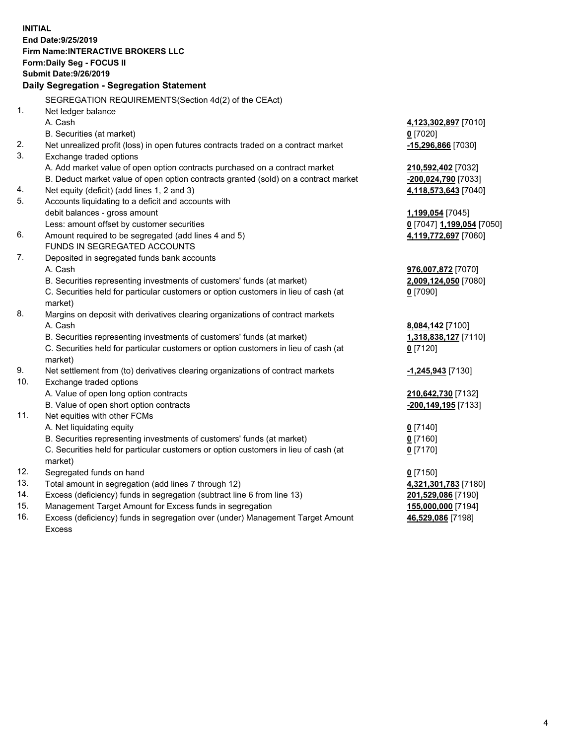**INITIAL**
**End Date:9/25/2019**
**Firm Name:INTERACTIVE BROKERS LLC**
**Form:Daily Seg - FOCUS II**
**Submit Date:9/26/2019**

### Daily Segregation - Segregation Statement

SEGREGATION REQUIREMENTS(Section 4d(2) of the CEAct)

| | | |
|---|---|---|
| 1. | Net ledger balance | |
| | A. Cash | **4,123,302,897** [7010] |
| | B. Securities (at market) | **0** [7020] |
| 2. | Net unrealized profit (loss) in open futures contracts traded on a contract market | **-15,296,866** [7030] |
| 3. | Exchange traded options | |
| | A. Add market value of open option contracts purchased on a contract market | **210,592,402** [7032] |
| | B. Deduct market value of open option contracts granted (sold) on a contract market | **-200,024,790** [7033] |
| 4. | Net equity (deficit) (add lines 1, 2 and 3) | **4,118,573,643** [7040] |
| 5. | Accounts liquidating to a deficit and accounts with debit balances - gross amount | **1,199,054** [7045] |
| | Less: amount offset by customer securities | **0** [7047] **1,199,054** [7050] |
| 6. | Amount required to be segregated (add lines 4 and 5) | **4,119,772,697** [7060] |
| | FUNDS IN SEGREGATED ACCOUNTS | |
| 7. | Deposited in segregated funds bank accounts | |
| | A. Cash | **976,007,872** [7070] |
| | B. Securities representing investments of customers' funds (at market) | **2,009,124,050** [7080] |
| | C. Securities held for particular customers or option customers in lieu of cash (at market) | **0** [7090] |
| 8. | Margins on deposit with derivatives clearing organizations of contract markets | |
| | A. Cash | **8,084,142** [7100] |
| | B. Securities representing investments of customers' funds (at market) | **1,318,838,127** [7110] |
| | C. Securities held for particular customers or option customers in lieu of cash (at market) | **0** [7120] |
| 9. | Net settlement from (to) derivatives clearing organizations of contract markets | **-1,245,943** [7130] |
| 10. | Exchange traded options | |
| | A. Value of open long option contracts | **210,642,730** [7132] |
| | B. Value of open short option contracts | **-200,149,195** [7133] |
| 11. | Net equities with other FCMs | |
| | A. Net liquidating equity | **0** [7140] |
| | B. Securities representing investments of customers' funds (at market) | **0** [7160] |
| | C. Securities held for particular customers or option customers in lieu of cash (at market) | **0** [7170] |
| 12. | Segregated funds on hand | **0** [7150] |
| 13. | Total amount in segregation (add lines 7 through 12) | **4,321,301,783** [7180] |
| 14. | Excess (deficiency) funds in segregation (subtract line 6 from line 13) | **201,529,086** [7190] |
| 15. | Management Target Amount for Excess funds in segregation | **155,000,000** [7194] |
| 16. | Excess (deficiency) funds in segregation over (under) Management Target Amount Excess | **46,529,086** [7198] |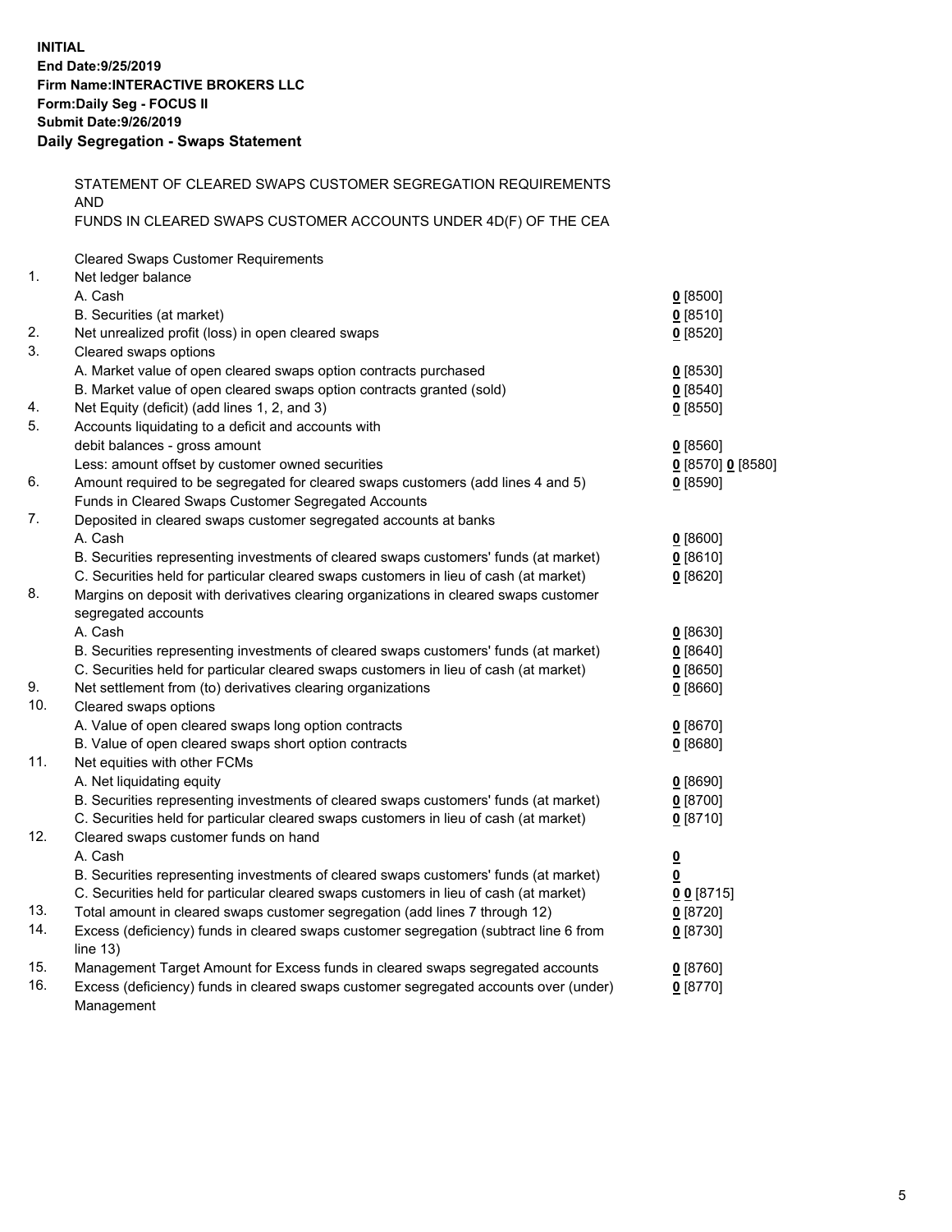**INITIAL**
**End Date:9/25/2019**
**Firm Name:INTERACTIVE BROKERS LLC**
**Form:Daily Seg - FOCUS II**
**Submit Date:9/26/2019**
**Daily Segregation - Swaps Statement**

STATEMENT OF CLEARED SWAPS CUSTOMER SEGREGATION REQUIREMENTS AND FUNDS IN CLEARED SWAPS CUSTOMER ACCOUNTS UNDER 4D(F) OF THE CEA

| | | |
|---|---|---|
| | Cleared Swaps Customer Requirements | |
| 1. | Net ledger balance | |
| | A. Cash | 0 [8500] |
| | B. Securities (at market) | 0 [8510] |
| 2. | Net unrealized profit (loss) in open cleared swaps | 0 [8520] |
| 3. | Cleared swaps options | |
| | A. Market value of open cleared swaps option contracts purchased | 0 [8530] |
| | B. Market value of open cleared swaps option contracts granted (sold) | 0 [8540] |
| 4. | Net Equity (deficit) (add lines 1, 2, and 3) | 0 [8550] |
| 5. | Accounts liquidating to a deficit and accounts with debit balances - gross amount | 0 [8560] |
| | Less: amount offset by customer owned securities | 0 [8570] 0 [8580] |
| 6. | Amount required to be segregated for cleared swaps customers (add lines 4 and 5) | 0 [8590] |
| | Funds in Cleared Swaps Customer Segregated Accounts | |
| 7. | Deposited in cleared swaps customer segregated accounts at banks | |
| | A. Cash | 0 [8600] |
| | B. Securities representing investments of cleared swaps customers' funds (at market) | 0 [8610] |
| | C. Securities held for particular cleared swaps customers in lieu of cash (at market) | 0 [8620] |
| 8. | Margins on deposit with derivatives clearing organizations in cleared swaps customer segregated accounts | |
| | A. Cash | 0 [8630] |
| | B. Securities representing investments of cleared swaps customers' funds (at market) | 0 [8640] |
| | C. Securities held for particular cleared swaps customers in lieu of cash (at market) | 0 [8650] |
| 9. | Net settlement from (to) derivatives clearing organizations | 0 [8660] |
| 10. | Cleared swaps options | |
| | A. Value of open cleared swaps long option contracts | 0 [8670] |
| | B. Value of open cleared swaps short option contracts | 0 [8680] |
| 11. | Net equities with other FCMs | |
| | A. Net liquidating equity | 0 [8690] |
| | B. Securities representing investments of cleared swaps customers' funds (at market) | 0 [8700] |
| | C. Securities held for particular cleared swaps customers in lieu of cash (at market) | 0 [8710] |
| 12. | Cleared swaps customer funds on hand | |
| | A. Cash | 0 |
| | B. Securities representing investments of cleared swaps customers' funds (at market) | 0 |
| | C. Securities held for particular cleared swaps customers in lieu of cash (at market) | 0 0 [8715] |
| 13. | Total amount in cleared swaps customer segregation (add lines 7 through 12) | 0 [8720] |
| 14. | Excess (deficiency) funds in cleared swaps customer segregation (subtract line 6 from line 13) | 0 [8730] |
| 15. | Management Target Amount for Excess funds in cleared swaps segregated accounts | 0 [8760] |
| 16. | Excess (deficiency) funds in cleared swaps customer segregated accounts over (under) Management | 0 [8770] |